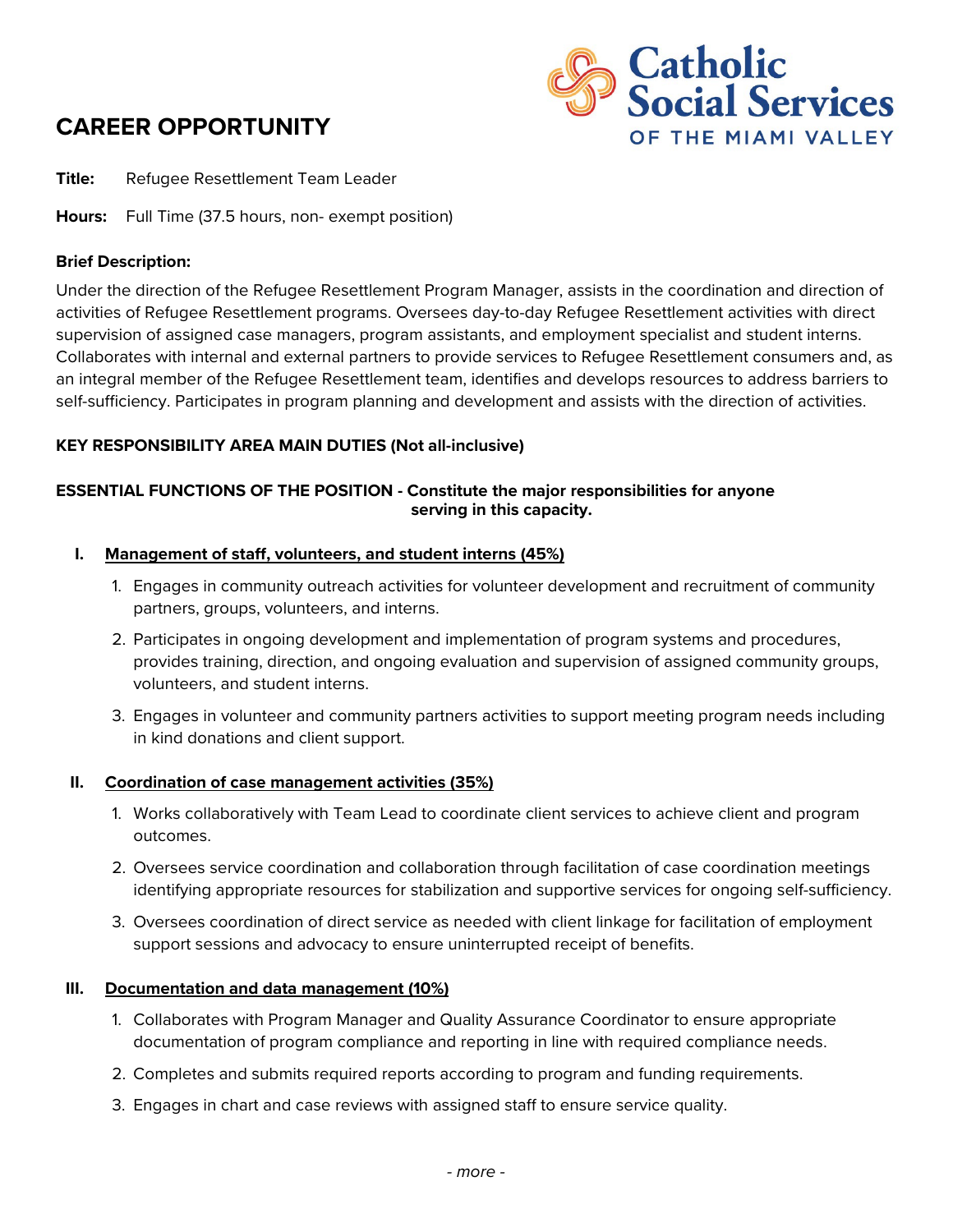Catholic Social Services OF THE MIAMI VALLEY

# CAREER OPPORTUNITY

**Title:** Refugee Resettlement Team Leader

**Hours:** Full Time (37.5 hours, non- exempt position)

**Brief Description:**

Under the direction of the Refugee Resettlement Program Manager, assists in the coordination and direction of activities of Refugee Resettlement programs. Oversees day-to-day Refugee Resettlement activities with direct supervision of assigned case managers, program assistants, and employment specialist and student interns. Collaborates with internal and external partners to provide services to Refugee Resettlement consumers and, as an integral member of the Refugee Resettlement team, identifies and develops resources to address barriers to self-sufficiency. Participates in program planning and development and assists with the direction of activities.

**KEY RESPONSIBILITY AREA MAIN DUTIES (Not all-inclusive)**

**ESSENTIAL FUNCTIONS OF THE POSITION - Constitute the major responsibilities for anyone serving in this capacity.**

**I. Management of staff, volunteers, and student interns (45%)**

1. Engages in community outreach activities for volunteer development and recruitment of community partners, groups, volunteers, and interns.
2. Participates in ongoing development and implementation of program systems and procedures, provides training, direction, and ongoing evaluation and supervision of assigned community groups, volunteers, and student interns.
3. Engages in volunteer and community partners activities to support meeting program needs including in kind donations and client support.

**II. Coordination of case management activities (35%)**

1. Works collaboratively with Team Lead to coordinate client services to achieve client and program outcomes.
2. Oversees service coordination and collaboration through facilitation of case coordination meetings identifying appropriate resources for stabilization and supportive services for ongoing self-sufficiency.
3. Oversees coordination of direct service as needed with client linkage for facilitation of employment support sessions and advocacy to ensure uninterrupted receipt of benefits.

**III. Documentation and data management (10%)**

1. Collaborates with Program Manager and Quality Assurance Coordinator to ensure appropriate documentation of program compliance and reporting in line with required compliance needs.
2. Completes and submits required reports according to program and funding requirements.
3. Engages in chart and case reviews with assigned staff to ensure service quality.

*- more -*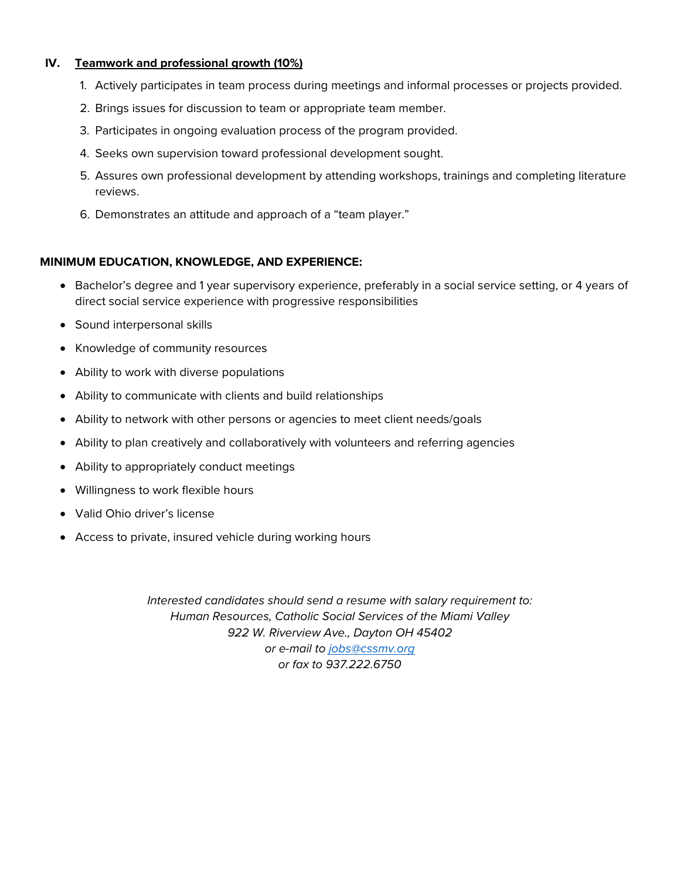### IV. Teamwork and professional growth (10%)

1. Actively participates in team process during meetings and informal processes or projects provided.
2. Brings issues for discussion to team or appropriate team member.
3. Participates in ongoing evaluation process of the program provided.
4. Seeks own supervision toward professional development sought.
5. Assures own professional development by attending workshops, trainings and completing literature reviews.
6. Demonstrates an attitude and approach of a "team player."

**MINIMUM EDUCATION, KNOWLEDGE, AND EXPERIENCE:**

- Bachelor's degree and 1 year supervisory experience, preferably in a social service setting, or 4 years of direct social service experience with progressive responsibilities
- Sound interpersonal skills
- Knowledge of community resources
- Ability to work with diverse populations
- Ability to communicate with clients and build relationships
- Ability to network with other persons or agencies to meet client needs/goals
- Ability to plan creatively and collaboratively with volunteers and referring agencies
- Ability to appropriately conduct meetings
- Willingness to work flexible hours
- Valid Ohio driver's license
- Access to private, insured vehicle during working hours

*Interested candidates should send a resume with salary requirement to:*
*Human Resources, Catholic Social Services of the Miami Valley*
*922 W. Riverview Ave., Dayton OH 45402*
*or e-mail to jobs@cssmv.org*
*or fax to 937.222.6750*